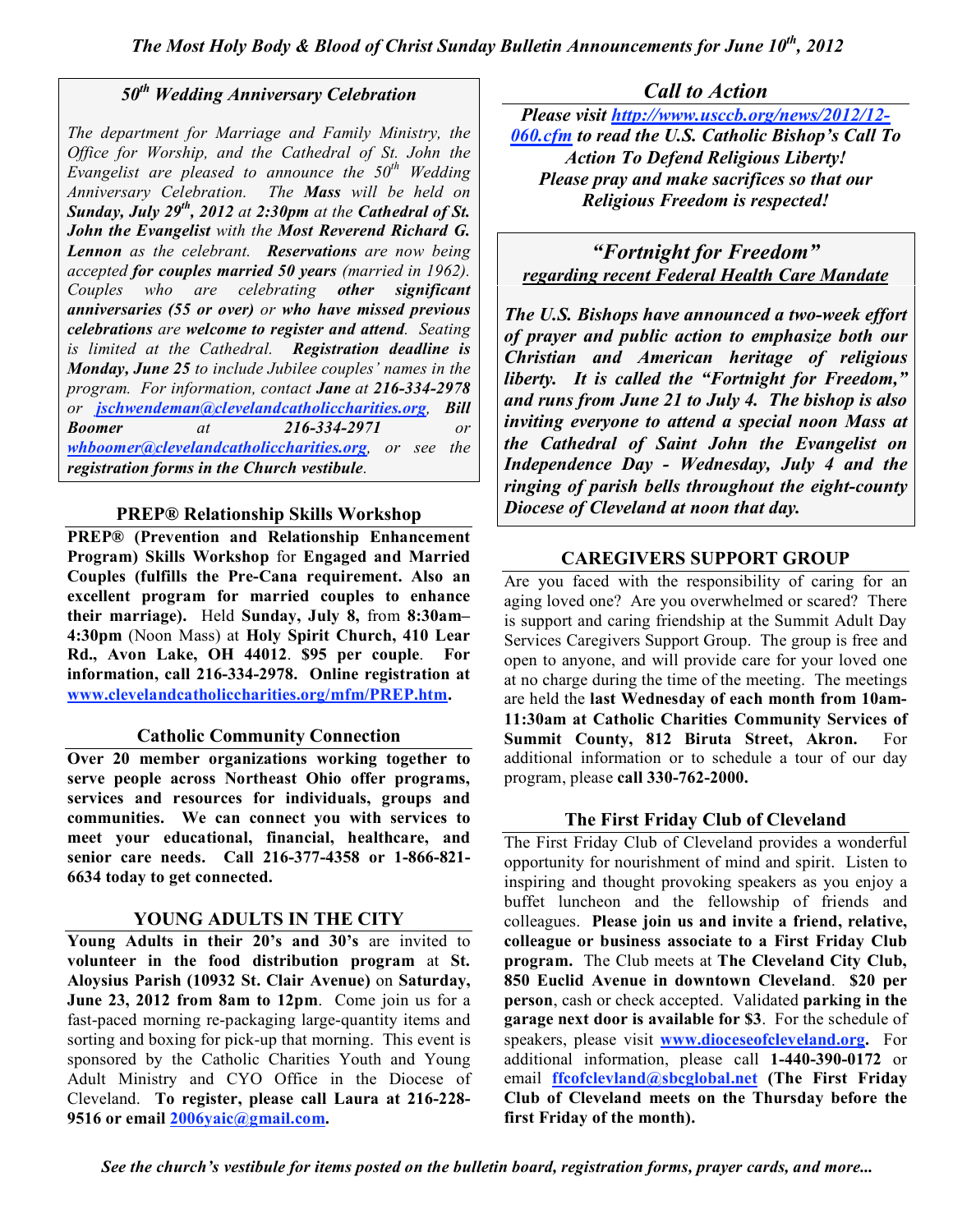*The Most Holy Body & Blood of Christ Sunday Bulletin Announcements for June 10th, 2012*

## *50th Wedding Anniversary Celebration*

*The department for Marriage and Family Ministry, the Office for Worship, and the Cathedral of St. John the Evangelist are pleased to announce the 50th Wedding Anniversary Celebration. The* ***Mass*** *will be held on* ***Sunday, July 29th, 2012*** *at* ***2:30pm*** *at the* ***Cathedral of St. John the Evangelist*** *with the* ***Most Reverend Richard G. Lennon*** *as the celebrant.* ***Reservations*** *are now being accepted* ***for couples married 50 years*** *(married in 1962). Couples who are celebrating* ***other significant anniversaries (55 or over)*** *or* ***who have missed previous celebrations*** *are* ***welcome to register and attend****. Seating is limited at the Cathedral.* ***Registration deadline is Monday, June 25*** *to include Jubilee couples' names in the program. For information, contact* ***Jane*** *at* ***216-334-2978*** *or* *jschwendeman@clevelandcatholiccharities.org*, ***Bill Boomer*** *at* ***216-334-2971*** *or* *whboomer@clevelandcatholiccharities.org*, *or see the* ***registration forms in the Church vestibule****.*

## PREP® Relationship Skills Workshop

**PREP® (Prevention and Relationship Enhancement Program) Skills Workshop** for **Engaged and Married Couples (fulfills the Pre-Cana requirement. Also an excellent program for married couples to enhance their marriage).** Held **Sunday, July 8,** from **8:30am–4:30pm** (Noon Mass) at **Holy Spirit Church, 410 Lear Rd., Avon Lake, OH 44012**. **$95 per couple**. **For information, call 216-334-2978. Online registration at www.clevelandcatholiccharities.org/mfm/PREP.htm.**

## Catholic Community Connection

**Over 20 member organizations working together to serve people across Northeast Ohio offer programs, services and resources for individuals, groups and communities. We can connect you with services to meet your educational, financial, healthcare, and senior care needs. Call 216-377-4358 or 1-866-821-6634 today to get connected.**

## YOUNG ADULTS IN THE CITY

**Young Adults in their 20's and 30's** are invited to **volunteer in the food distribution program** at **St. Aloysius Parish (10932 St. Clair Avenue)** on **Saturday, June 23, 2012 from 8am to 12pm**. Come join us for a fast-paced morning re-packaging large-quantity items and sorting and boxing for pick-up that morning. This event is sponsored by the Catholic Charities Youth and Young Adult Ministry and CYO Office in the Diocese of Cleveland. **To register, please call Laura at 216-228-9516 or email 2006yaic@gmail.com.**

## *Call to Action*

***Please visit http://www.usccb.org/news/2012/12-060.cfm to read the U.S. Catholic Bishop's Call To Action To Defend Religious Liberty!***
***Please pray and make sacrifices so that our Religious Freedom is respected!***

## *"Fortnight for Freedom"*
***regarding recent Federal Health Care Mandate***

***The U.S. Bishops have announced a two-week effort of prayer and public action to emphasize both our Christian and American heritage of religious liberty. It is called the "Fortnight for Freedom," and runs from June 21 to July 4. The bishop is also inviting everyone to attend a special noon Mass at the Cathedral of Saint John the Evangelist on Independence Day - Wednesday, July 4 and the ringing of parish bells throughout the eight-county Diocese of Cleveland at noon that day.***

## CAREGIVERS SUPPORT GROUP

Are you faced with the responsibility of caring for an aging loved one? Are you overwhelmed or scared? There is support and caring friendship at the Summit Adult Day Services Caregivers Support Group. The group is free and open to anyone, and will provide care for your loved one at no charge during the time of the meeting. The meetings are held the **last Wednesday of each month from 10am-11:30am at Catholic Charities Community Services of Summit County, 812 Biruta Street, Akron.** For additional information or to schedule a tour of our day program, please **call 330-762-2000.**

## The First Friday Club of Cleveland

The First Friday Club of Cleveland provides a wonderful opportunity for nourishment of mind and spirit. Listen to inspiring and thought provoking speakers as you enjoy a buffet luncheon and the fellowship of friends and colleagues. **Please join us and invite a friend, relative, colleague or business associate to a First Friday Club program.** The Club meets at **The Cleveland City Club, 850 Euclid Avenue in downtown Cleveland**. **$20 per person**, cash or check accepted. Validated **parking in the garage next door is available for $3**. For the schedule of speakers, please visit **www.dioceseofcleveland.org.** For additional information, please call **1-440-390-0172** or email **ffcofclevland@sbcglobal.net (The First Friday Club of Cleveland meets on the Thursday before the first Friday of the month).**

*See the church's vestibule for items posted on the bulletin board, registration forms, prayer cards, and more...*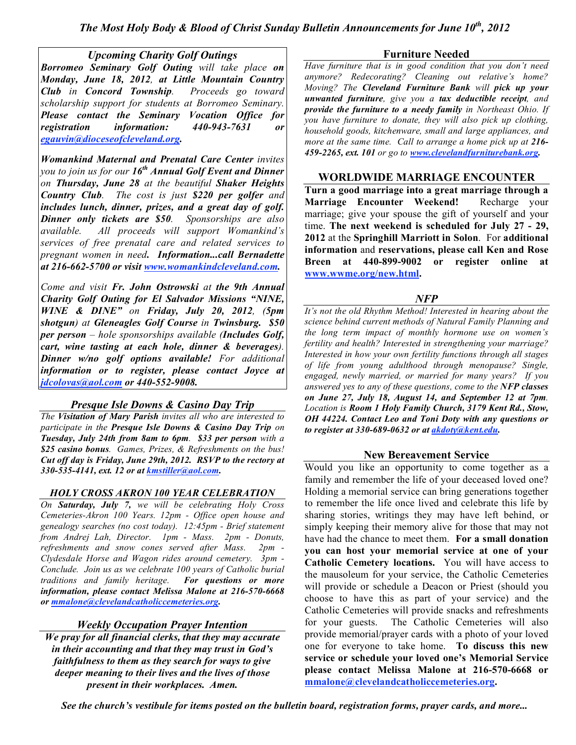# *The Most Holy Body & Blood of Christ Sunday Bulletin Announcements for June 10th, 2012*

## *Upcoming Charity Golf Outings*

***Borromeo Seminary Golf Outing*** *will take place* ***on Monday, June 18, 2012****,* ***at Little Mountain Country Club*** *in* ***Concord Township****. Proceeds go toward scholarship support for students at Borromeo Seminary.* ***Please contact the Seminary Vocation Office for registration information: 440-943-7631 or egauvin@dioceseofcleveland.org.***

***Womankind Maternal and Prenatal Care Center*** *invites you to join us for our* ***16th Annual Golf Event and Dinner*** *on* ***Thursday, June 28*** *at the beautiful* ***Shaker Heights Country Club****. The cost is just* ***$220 per golfer*** *and* ***includes lunch, dinner, prizes, and a great day of golf. Dinner only tickets are $50****. Sponsorships are also available. All proceeds will support Womankind's services of free prenatal care and related services to pregnant women in need****. Information...call Bernadette at 216-662-5700 or visit www.womankindcleveland.com.***

*Come and visit* ***Fr. John Ostrowski*** *at* ***the 9th Annual Charity Golf Outing for El Salvador Missions "NINE, WINE & DINE"*** *on* ***Friday, July 20, 2012****,* ***(5pm shotgun)*** *at* ***Gleneagles Golf Course*** *in* ***Twinsburg. $50 per person*** *– hole sponsorships available* ***(Includes Golf, cart, wine tasting at each hole, dinner & beverages)****.* ***Dinner w/no golf options available!*** *For additional* ***information or to register, please contact Joyce at jdcolovas@aol.com or 440-552-9008.***

## *Presque Isle Downs & Casino Day Trip*

*The* ***Visitation of Mary Parish*** *invites all who are interested to participate in the* ***Presque Isle Downs & Casino Day Trip*** *on* ***Tuesday, July 24th from 8am to 6pm****.* ***$33 per person*** *with a* ***$25 casino bonus****.* ***Games, Prizes, & Refreshments on the bus! Cut off day is Friday, June 29th, 2012. RSVP to the rectory at 330-535-4141, ext. 12 or at kmstiller@aol.com.***

## *HOLY CROSS AKRON 100 YEAR CELEBRATION*

*On* ***Saturday, July 7****, we will be celebrating Holy Cross Cemeteries-Akron 100 Years. 12pm - Office open house and genealogy searches (no cost today). 12:45pm - Brief statement from Andrej Lah, Director. 1pm - Mass. 2pm - Donuts, refreshments and snow cones served after Mass. 2pm - Clydesdale Horse and Wagon rides around cemetery. 3pm - Conclude. Join us as we celebrate 100 years of Catholic burial traditions and family heritage.* ***For questions or more information, please contact Melissa Malone at 216-570-6668 or mmalone@clevelandcatholiccemeteries.org.***

## *Weekly Occupation Prayer Intention*

***We pray for all financial clerks, that they may accurate in their accounting and that they may trust in God's faithfulness to them as they search for ways to give deeper meaning to their lives and the lives of those present in their workplaces. Amen.***

## Furniture Needed

*Have furniture that is in good condition that you don't need anymore? Redecorating? Cleaning out relative's home? Moving? The* ***Cleveland Furniture Bank*** *will* ***pick up your unwanted furniture****, give you a* ***tax deductible receipt****, and* ***provide the furniture to a needy family*** *in Northeast Ohio. If you have furniture to donate, they will also pick up clothing, household goods, kitchenware, small and large appliances, and more at the same time. Call to arrange a home pick up at* ***216-459-2265, ext. 101*** *or go to* ***www.clevelandfurniturebank.org.***

## WORLDWIDE MARRIAGE ENCOUNTER

**Turn a good marriage into a great marriage through a Marriage Encounter Weekend!** Recharge your marriage; give your spouse the gift of yourself and your time. **The next weekend is scheduled for July 27 - 29, 2012** at the **Springhill Marriott in Solon**. For **additional information** and **reservations, please call Ken and Rose Breen at 440-899-9002 or register online at www.wwme.org/new.html.**

## *NFP*

*It's not the old Rhythm Method! Interested in hearing about the science behind current methods of Natural Family Planning and the long term impact of monthly hormone use on women's fertility and health? Interested in strengthening your marriage? Interested in how your own fertility functions through all stages of life from young adulthood through menopause? Single, engaged, newly married, or married for many years? If you answered yes to any of these questions, come to the* ***NFP classes on June 27, July 18, August 14, and September 12 at 7pm****. Location is* ***Room 1 Holy Family Church, 3179 Kent Rd., Stow, OH 44224. Contact Leo and Toni Doty with any questions or to register at 330-689-0632 or at akdoty@kent.edu.***

## New Bereavement Service

Would you like an opportunity to come together as a family and remember the life of your deceased loved one? Holding a memorial service can bring generations together to remember the life once lived and celebrate this life by sharing stories, writings they may have left behind, or simply keeping their memory alive for those that may not have had the chance to meet them. **For a small donation you can host your memorial service at one of your Catholic Cemetery locations.** You will have access to the mausoleum for your service, the Catholic Cemeteries will provide or schedule a Deacon or Priest (should you choose to have this as part of your service) and the Catholic Cemeteries will provide snacks and refreshments for your guests. The Catholic Cemeteries will also provide memorial/prayer cards with a photo of your loved one for everyone to take home. **To discuss this new service or schedule your loved one's Memorial Service please contact Melissa Malone at 216-570-6668 or mmalone@clevelandcatholiccemeteries.org.**

***See the church's vestibule for items posted on the bulletin board, registration forms, prayer cards, and more...***